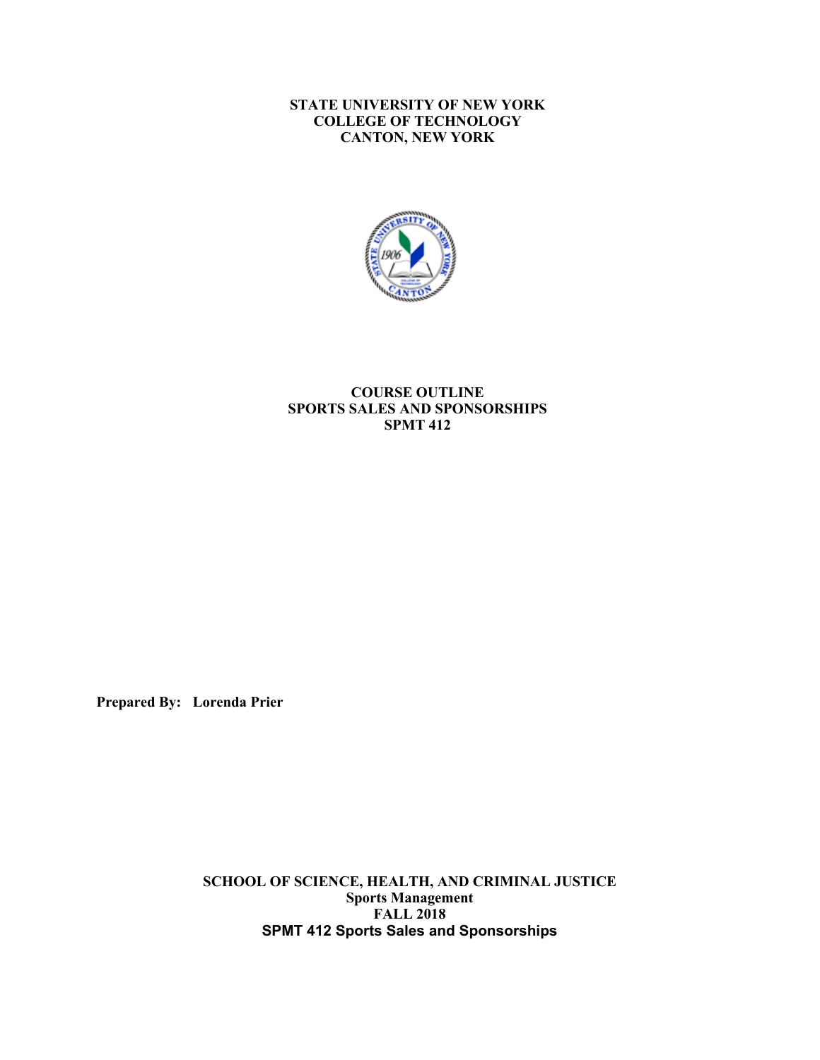**STATE UNIVERSITY OF NEW YORK**
**COLLEGE OF TECHNOLOGY**
**CANTON, NEW YORK**

# COURSE OUTLINE
# SPORTS SALES AND SPONSORSHIPS
# SPMT 412

**Prepared By: Lorenda Prier**

**SCHOOL OF SCIENCE, HEALTH, AND CRIMINAL JUSTICE**
**Sports Management**
**FALL 2018**
**SPMT 412 Sports Sales and Sponsorships**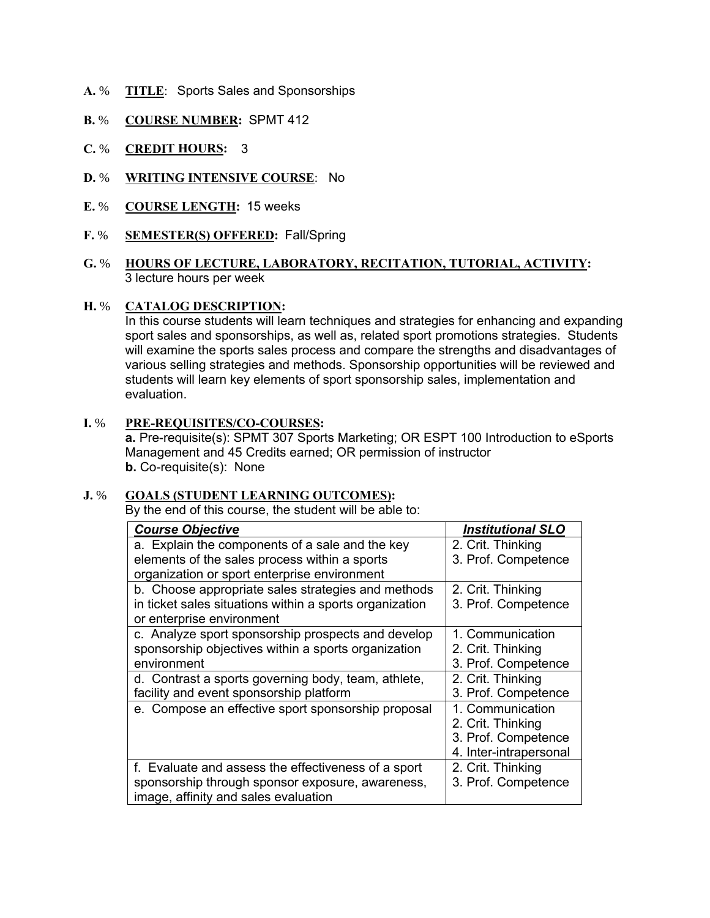**A.** % **TITLE**: Sports Sales and Sponsorships

**B.** % **COURSE NUMBER:** SPMT 412

**C.** % **CREDIT HOURS:** 3

**D.** % **WRITING INTENSIVE COURSE**: No

**E.** % **COURSE LENGTH:** 15 weeks

**F.** % **SEMESTER(S) OFFERED:** Fall/Spring

**G.** % **HOURS OF LECTURE, LABORATORY, RECITATION, TUTORIAL, ACTIVITY:**
3 lecture hours per week

**H.** % **CATALOG DESCRIPTION:**
In this course students will learn techniques and strategies for enhancing and expanding sport sales and sponsorships, as well as, related sport promotions strategies. Students will examine the sports sales process and compare the strengths and disadvantages of various selling strategies and methods. Sponsorship opportunities will be reviewed and students will learn key elements of sport sponsorship sales, implementation and evaluation.

**I.** % **PRE-REQUISITES/CO-COURSES:**
**a.** Pre-requisite(s): SPMT 307 Sports Marketing; OR ESPT 100 Introduction to eSports Management and 45 Credits earned; OR permission of instructor
**b.** Co-requisite(s): None

**J.** % **GOALS (STUDENT LEARNING OUTCOMES):**
By the end of this course, the student will be able to:

| ***Course Objective*** | ***Institutional SLO*** |
|---|---|
| a. Explain the components of a sale and the key elements of the sales process within a sports organization or sport enterprise environment | 2. Crit. Thinking<br>3. Prof. Competence |
| b. Choose appropriate sales strategies and methods in ticket sales situations within a sports organization or enterprise environment | 2. Crit. Thinking<br>3. Prof. Competence |
| c. Analyze sport sponsorship prospects and develop sponsorship objectives within a sports organization environment | 1. Communication<br>2. Crit. Thinking<br>3. Prof. Competence |
| d. Contrast a sports governing body, team, athlete, facility and event sponsorship platform | 2. Crit. Thinking<br>3. Prof. Competence |
| e. Compose an effective sport sponsorship proposal | 1. Communication<br>2. Crit. Thinking<br>3. Prof. Competence<br>4. Inter-intrapersonal |
| f. Evaluate and assess the effectiveness of a sport sponsorship through sponsor exposure, awareness, image, affinity and sales evaluation | 2. Crit. Thinking<br>3. Prof. Competence |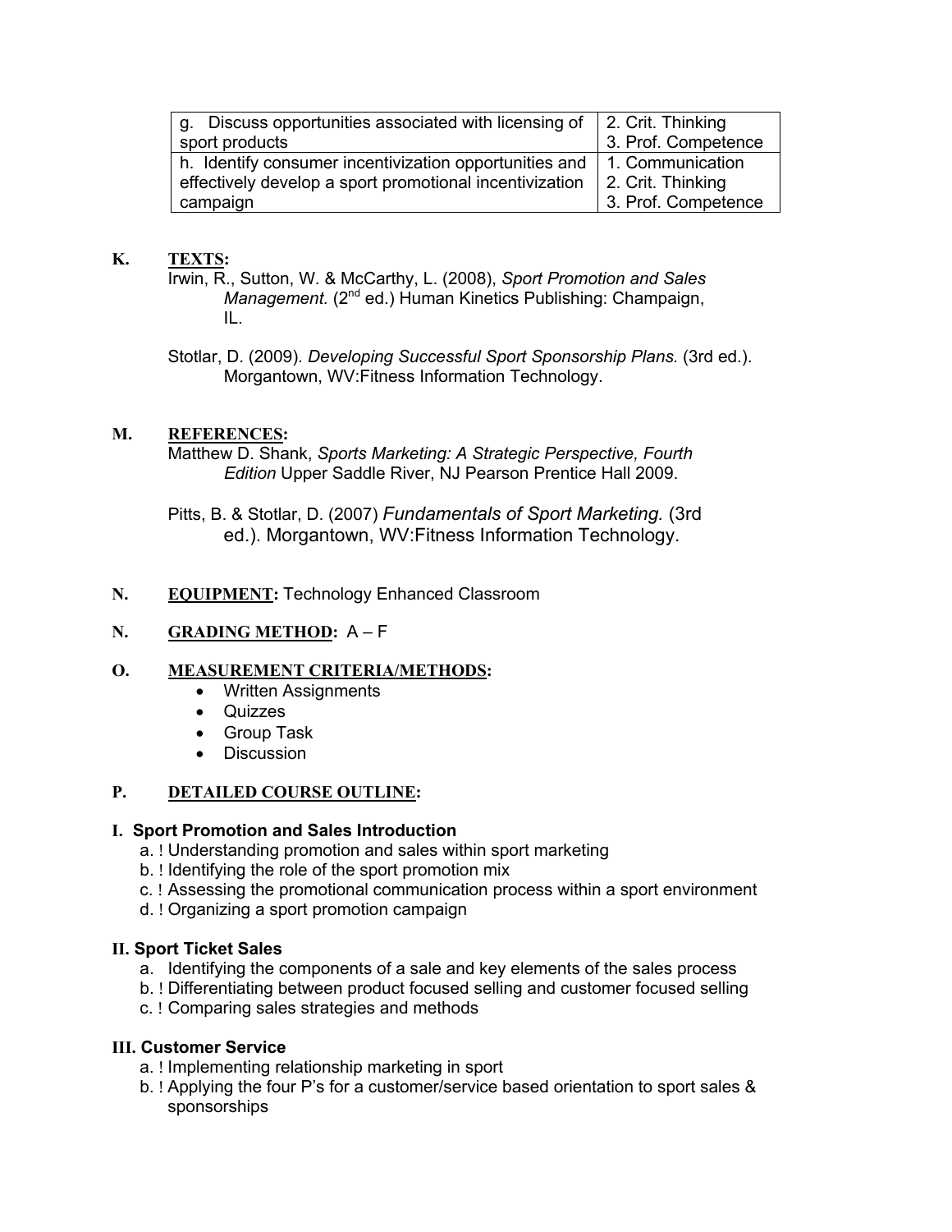| g. Discuss opportunities associated with licensing of sport products | 2. Crit. Thinking<br>3. Prof. Competence |
| --- | --- |
| h. Identify consumer incentivization opportunities and effectively develop a sport promotional incentivization campaign | 1. Communication<br>2. Crit. Thinking<br>3. Prof. Competence |

**K. TEXTS:**

Irwin, R., Sutton, W. & McCarthy, L. (2008), *Sport Promotion and Sales Management.* (2nd ed.) Human Kinetics Publishing: Champaign, IL.

Stotlar, D. (2009). *Developing Successful Sport Sponsorship Plans.* (3rd ed.). Morgantown, WV:Fitness Information Technology.

**M. REFERENCES:**

Matthew D. Shank, *Sports Marketing: A Strategic Perspective, Fourth Edition* Upper Saddle River, NJ Pearson Prentice Hall 2009.

Pitts, B. & Stotlar, D. (2007) *Fundamentals of Sport Marketing.* (3rd ed.). Morgantown, WV:Fitness Information Technology.

**N. EQUIPMENT:** Technology Enhanced Classroom

**N. GRADING METHOD:** A – F

**O. MEASUREMENT CRITERIA/METHODS:**

- Written Assignments
- Quizzes
- Group Task
- Discussion

**P. DETAILED COURSE OUTLINE:**

**I. Sport Promotion and Sales Introduction**

a. ! Understanding promotion and sales within sport marketing
b. ! Identifying the role of the sport promotion mix
c. ! Assessing the promotional communication process within a sport environment
d. ! Organizing a sport promotion campaign

**II. Sport Ticket Sales**

a. Identifying the components of a sale and key elements of the sales process
b. ! Differentiating between product focused selling and customer focused selling
c. ! Comparing sales strategies and methods

**III. Customer Service**

a. ! Implementing relationship marketing in sport
b. ! Applying the four P's for a customer/service based orientation to sport sales & sponsorships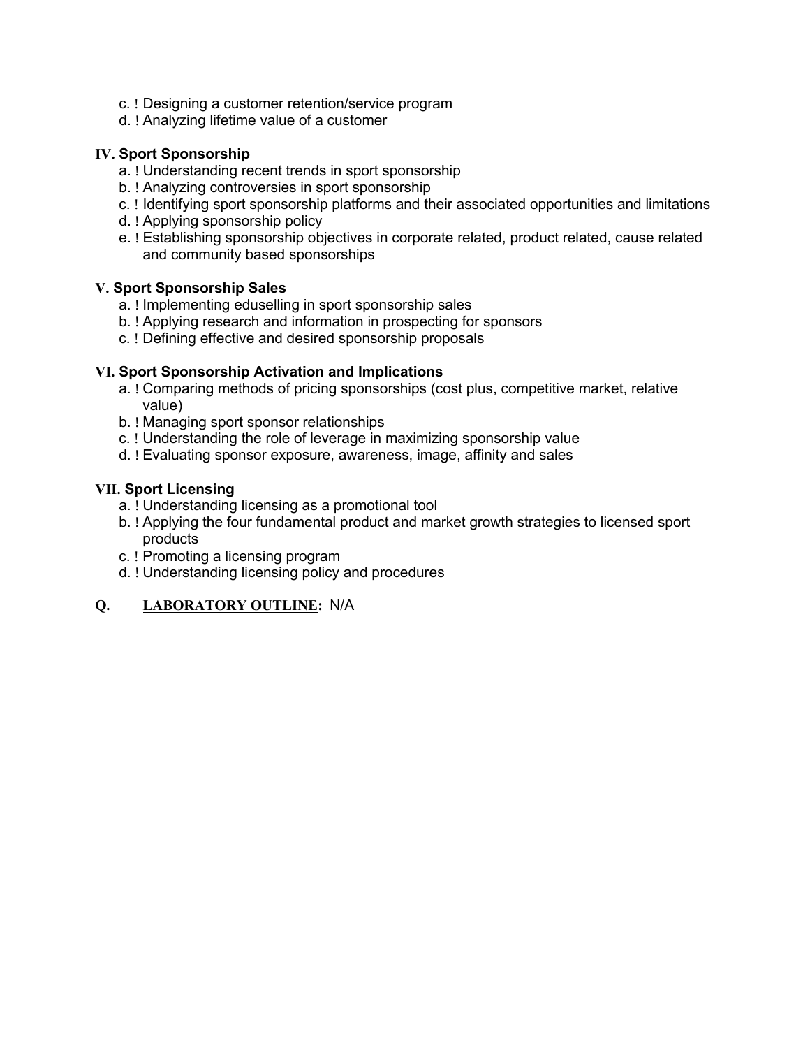c. ! Designing a customer retention/service program
d. ! Analyzing lifetime value of a customer

**IV. Sport Sponsorship**

a. ! Understanding recent trends in sport sponsorship
b. ! Analyzing controversies in sport sponsorship
c. ! Identifying sport sponsorship platforms and their associated opportunities and limitations
d. ! Applying sponsorship policy
e. ! Establishing sponsorship objectives in corporate related, product related, cause related and community based sponsorships

**V. Sport Sponsorship Sales**

a. ! Implementing eduselling in sport sponsorship sales
b. ! Applying research and information in prospecting for sponsors
c. ! Defining effective and desired sponsorship proposals

**VI. Sport Sponsorship Activation and Implications**

a. ! Comparing methods of pricing sponsorships (cost plus, competitive market, relative value)
b. ! Managing sport sponsor relationships
c. ! Understanding the role of leverage in maximizing sponsorship value
d. ! Evaluating sponsor exposure, awareness, image, affinity and sales

**VII. Sport Licensing**

a. ! Understanding licensing as a promotional tool
b. ! Applying the four fundamental product and market growth strategies to licensed sport products
c. ! Promoting a licensing program
d. ! Understanding licensing policy and procedures

**Q. <u>LABORATORY OUTLINE</u>:** N/A